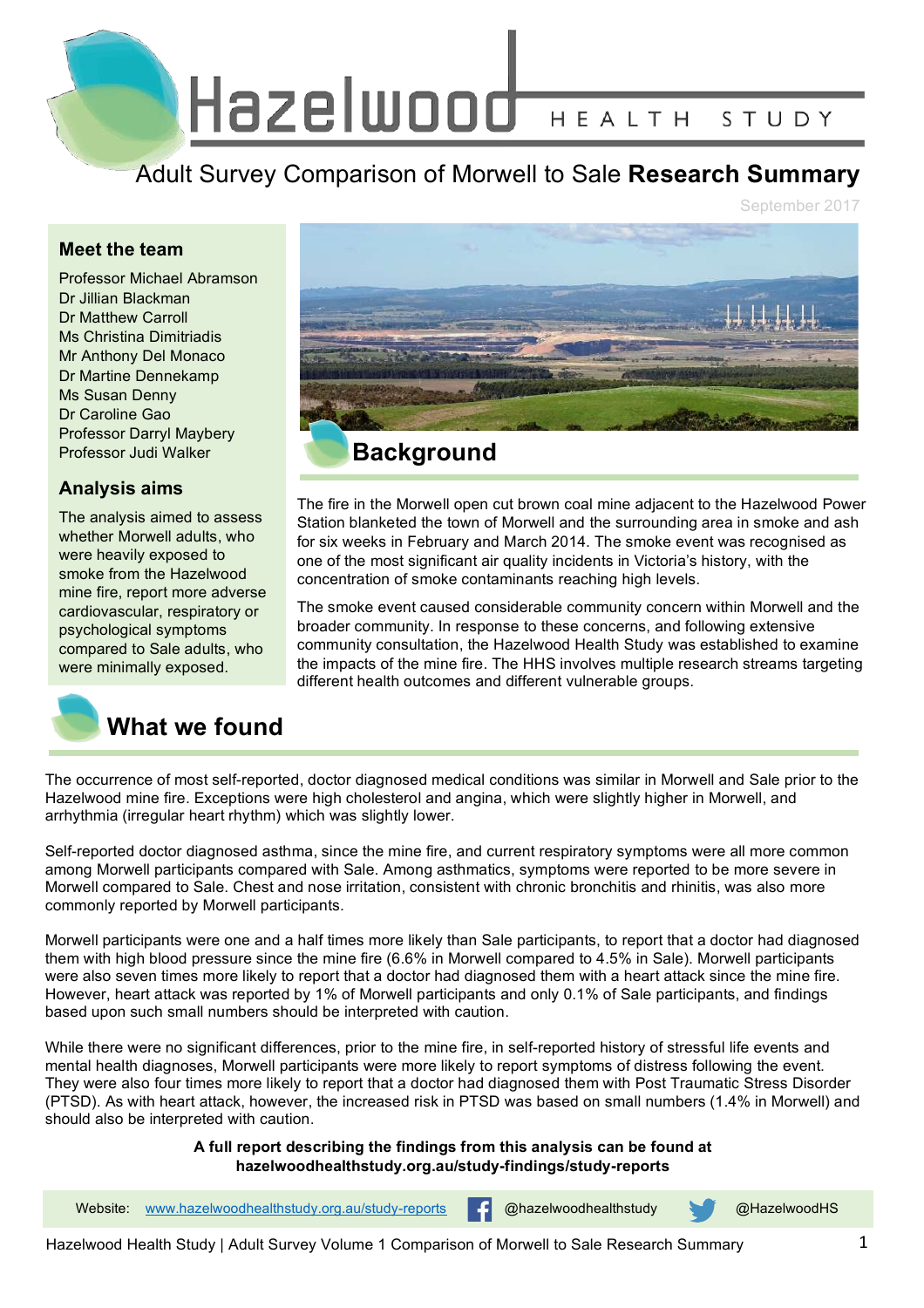# Hazelwood HEALTH STUDY

## Adult Survey Comparison of Morwell to Sale **Research Summary**

September 2017

### Meet the team

Professor Michael Abramson
Dr Jillian Blackman
Dr Matthew Carroll
Ms Christina Dimitriadis
Mr Anthony Del Monaco
Dr Martine Dennekamp
Ms Susan Denny
Dr Caroline Gao
Professor Darryl Maybery
Professor Judi Walker

### Analysis aims

The analysis aimed to assess whether Morwell adults, who were heavily exposed to smoke from the Hazelwood mine fire, report more adverse cardiovascular, respiratory or psychological symptoms compared to Sale adults, who were minimally exposed.

## Background

The fire in the Morwell open cut brown coal mine adjacent to the Hazelwood Power Station blanketed the town of Morwell and the surrounding area in smoke and ash for six weeks in February and March 2014. The smoke event was recognised as one of the most significant air quality incidents in Victoria's history, with the concentration of smoke contaminants reaching high levels.

The smoke event caused considerable community concern within Morwell and the broader community. In response to these concerns, and following extensive community consultation, the Hazelwood Health Study was established to examine the impacts of the mine fire. The HHS involves multiple research streams targeting different health outcomes and different vulnerable groups.

## What we found

The occurrence of most self-reported, doctor diagnosed medical conditions was similar in Morwell and Sale prior to the Hazelwood mine fire. Exceptions were high cholesterol and angina, which were slightly higher in Morwell, and arrhythmia (irregular heart rhythm) which was slightly lower.

Self-reported doctor diagnosed asthma, since the mine fire, and current respiratory symptoms were all more common among Morwell participants compared with Sale. Among asthmatics, symptoms were reported to be more severe in Morwell compared to Sale. Chest and nose irritation, consistent with chronic bronchitis and rhinitis, was also more commonly reported by Morwell participants.

Morwell participants were one and a half times more likely than Sale participants, to report that a doctor had diagnosed them with high blood pressure since the mine fire (6.6% in Morwell compared to 4.5% in Sale). Morwell participants were also seven times more likely to report that a doctor had diagnosed them with a heart attack since the mine fire. However, heart attack was reported by 1% of Morwell participants and only 0.1% of Sale participants, and findings based upon such small numbers should be interpreted with caution.

While there were no significant differences, prior to the mine fire, in self-reported history of stressful life events and mental health diagnoses, Morwell participants were more likely to report symptoms of distress following the event. They were also four times more likely to report that a doctor had diagnosed them with Post Traumatic Stress Disorder (PTSD). As with heart attack, however, the increased risk in PTSD was based on small numbers (1.4% in Morwell) and should also be interpreted with caution.

**A full report describing the findings from this analysis can be found at hazelwoodhealthstudy.org.au/study-findings/study-reports**

Website: www.hazelwoodhealthstudy.org.au/study-reports | @hazelwoodhealthstudy | @HazelwoodHS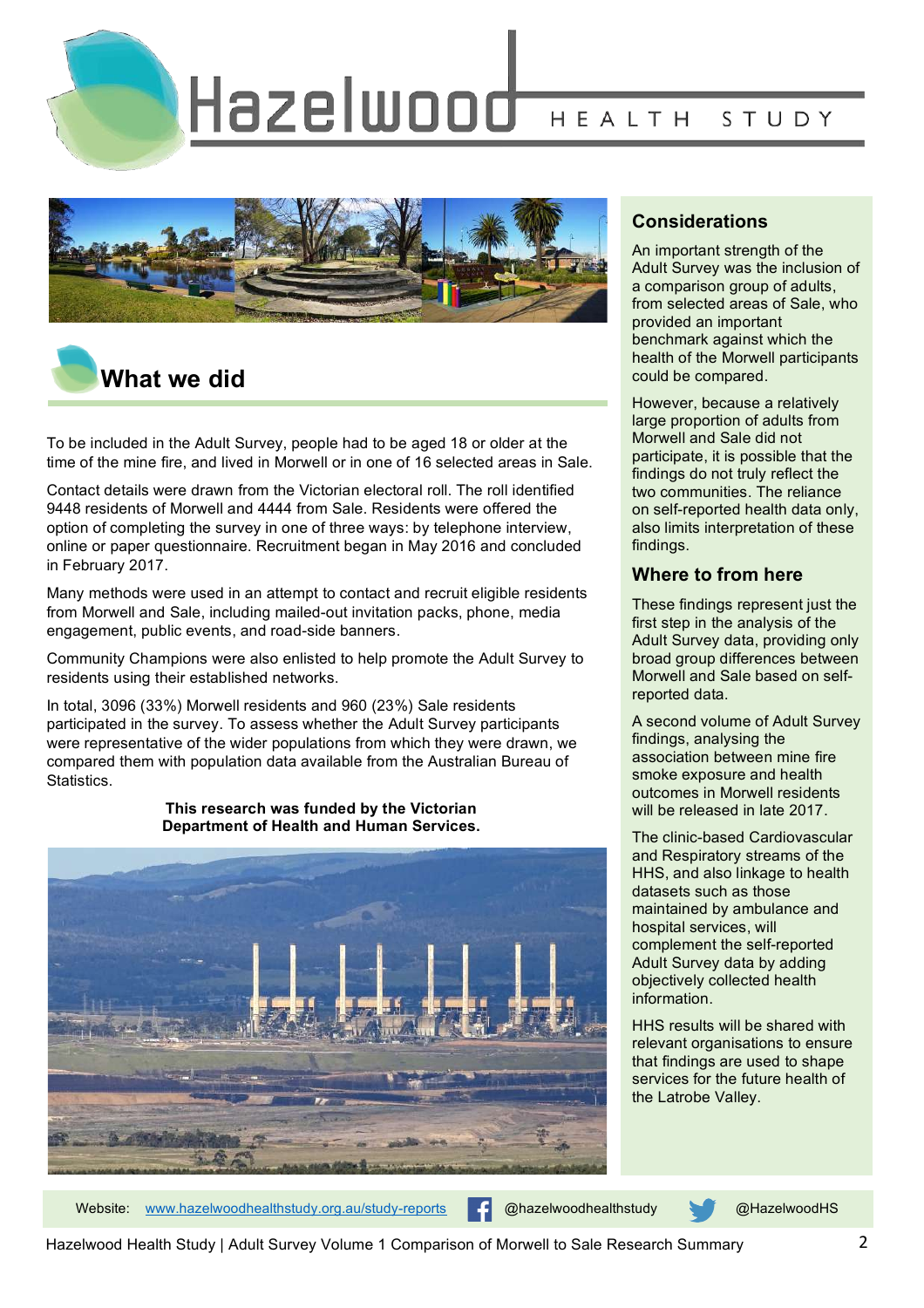# Hazelwood HEALTH STUDY

## What we did

To be included in the Adult Survey, people had to be aged 18 or older at the time of the mine fire, and lived in Morwell or in one of 16 selected areas in Sale.

Contact details were drawn from the Victorian electoral roll. The roll identified 9448 residents of Morwell and 4444 from Sale. Residents were offered the option of completing the survey in one of three ways: by telephone interview, online or paper questionnaire. Recruitment began in May 2016 and concluded in February 2017.

Many methods were used in an attempt to contact and recruit eligible residents from Morwell and Sale, including mailed-out invitation packs, phone, media engagement, public events, and road-side banners.

Community Champions were also enlisted to help promote the Adult Survey to residents using their established networks.

In total, 3096 (33%) Morwell residents and 960 (23%) Sale residents participated in the survey. To assess whether the Adult Survey participants were representative of the wider populations from which they were drawn, we compared them with population data available from the Australian Bureau of Statistics.

**This research was funded by the Victorian Department of Health and Human Services.**

## Considerations

An important strength of the Adult Survey was the inclusion of a comparison group of adults, from selected areas of Sale, who provided an important benchmark against which the health of the Morwell participants could be compared.

However, because a relatively large proportion of adults from Morwell and Sale did not participate, it is possible that the findings do not truly reflect the two communities. The reliance on self-reported health data only, also limits interpretation of these findings.

## Where to from here

These findings represent just the first step in the analysis of the Adult Survey data, providing only broad group differences between Morwell and Sale based on self-reported data.

A second volume of Adult Survey findings, analysing the association between mine fire smoke exposure and health outcomes in Morwell residents will be released in late 2017.

The clinic-based Cardiovascular and Respiratory streams of the HHS, and also linkage to health datasets such as those maintained by ambulance and hospital services, will complement the self-reported Adult Survey data by adding objectively collected health information.

HHS results will be shared with relevant organisations to ensure that findings are used to shape services for the future health of the Latrobe Valley.

Website: [www.hazelwoodhealthstudy.org.au/study-reports](http://www.hazelwoodhealthstudy.org.au/study-reports) @hazelwoodhealthstudy @HazelwoodHS